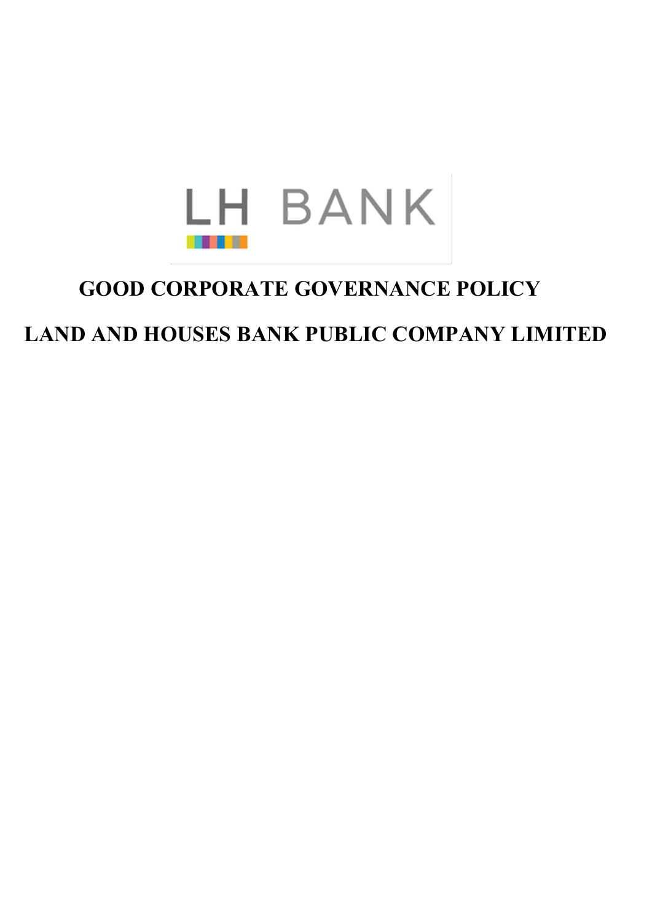LH BANK

# GOOD CORPORATE GOVERNANCE POLICY

# LAND AND HOUSES BANK PUBLIC COMPANY LIMITED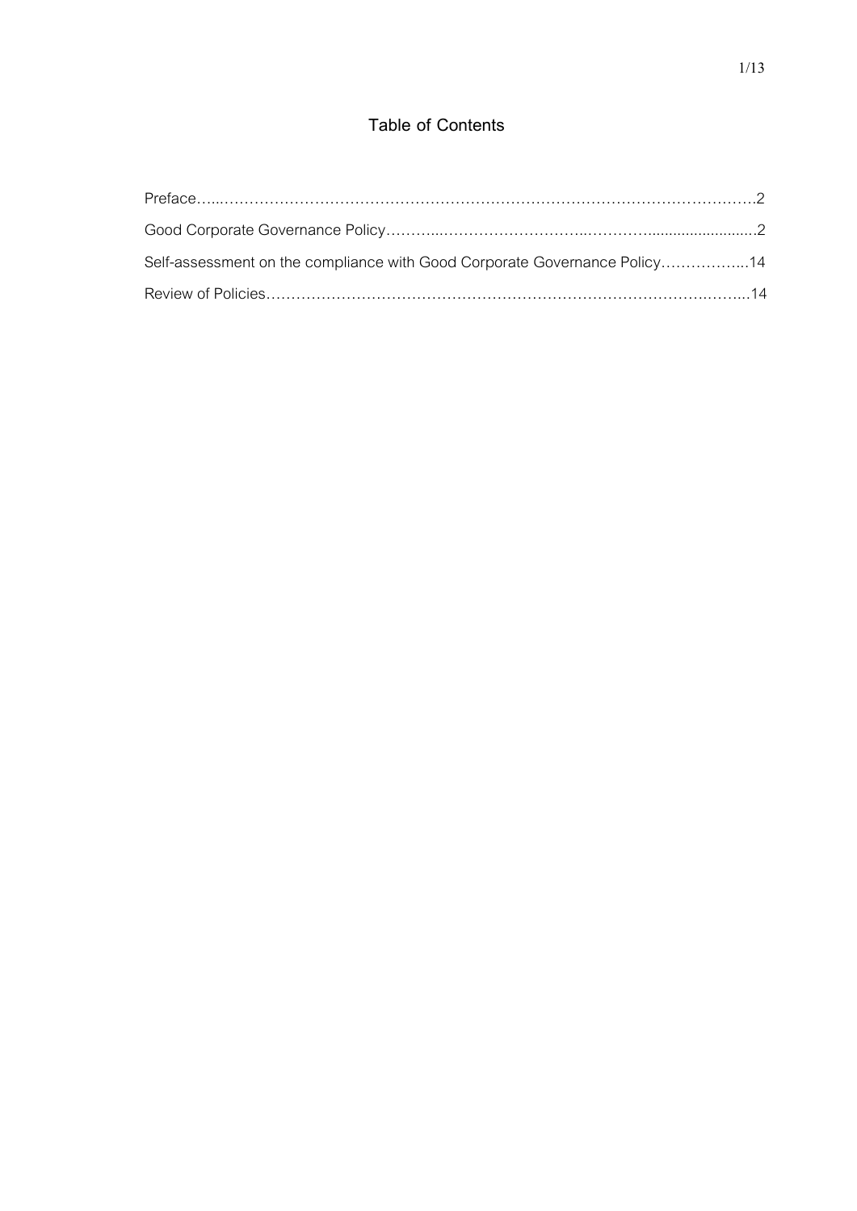# Table of Contents

Preface…...……………………………………………………………………………………………….2

Good Corporate Governance Policy………...………………………..…………..........................2

Self-assessment on the compliance with Good Corporate Governance Policy……………...14

Review of Policies……………………………………………………………………………….……...14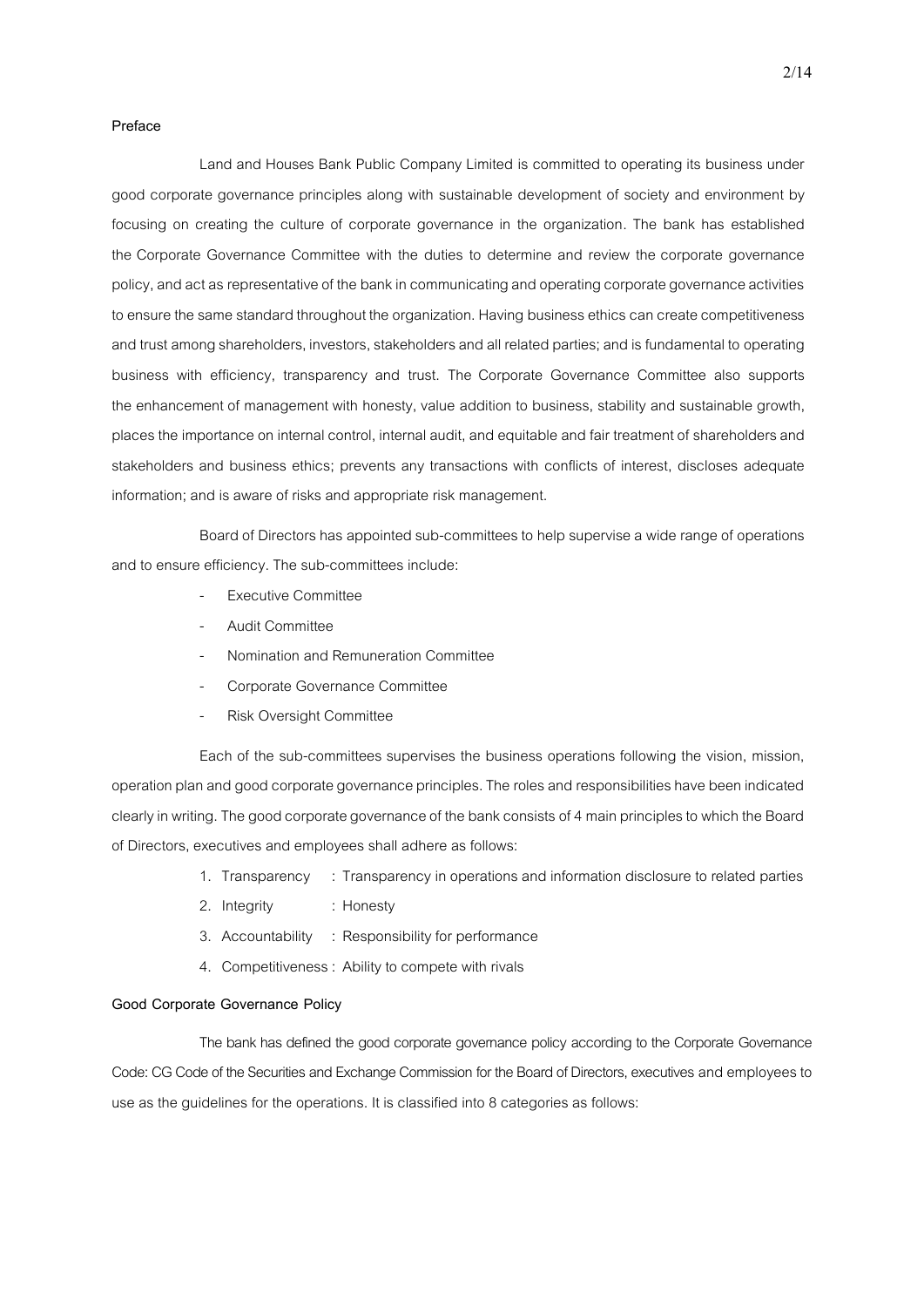**Preface**

Land and Houses Bank Public Company Limited is committed to operating its business under good corporate governance principles along with sustainable development of society and environment by focusing on creating the culture of corporate governance in the organization. The bank has established the Corporate Governance Committee with the duties to determine and review the corporate governance policy, and act as representative of the bank in communicating and operating corporate governance activities to ensure the same standard throughout the organization. Having business ethics can create competitiveness and trust among shareholders, investors, stakeholders and all related parties; and is fundamental to operating business with efficiency, transparency and trust. The Corporate Governance Committee also supports the enhancement of management with honesty, value addition to business, stability and sustainable growth, places the importance on internal control, internal audit, and equitable and fair treatment of shareholders and stakeholders and business ethics; prevents any transactions with conflicts of interest, discloses adequate information; and is aware of risks and appropriate risk management.

Board of Directors has appointed sub-committees to help supervise a wide range of operations and to ensure efficiency. The sub-committees include:

- Executive Committee
- Audit Committee
- Nomination and Remuneration Committee
- Corporate Governance Committee
- Risk Oversight Committee

Each of the sub-committees supervises the business operations following the vision, mission, operation plan and good corporate governance principles. The roles and responsibilities have been indicated clearly in writing. The good corporate governance of the bank consists of 4 main principles to which the Board of Directors, executives and employees shall adhere as follows:

1. Transparency : Transparency in operations and information disclosure to related parties
2. Integrity : Honesty
3. Accountability : Responsibility for performance
4. Competitiveness : Ability to compete with rivals

**Good Corporate Governance Policy**

The bank has defined the good corporate governance policy according to the Corporate Governance Code: CG Code of the Securities and Exchange Commission for the Board of Directors, executives and employees to use as the guidelines for the operations. It is classified into 8 categories as follows: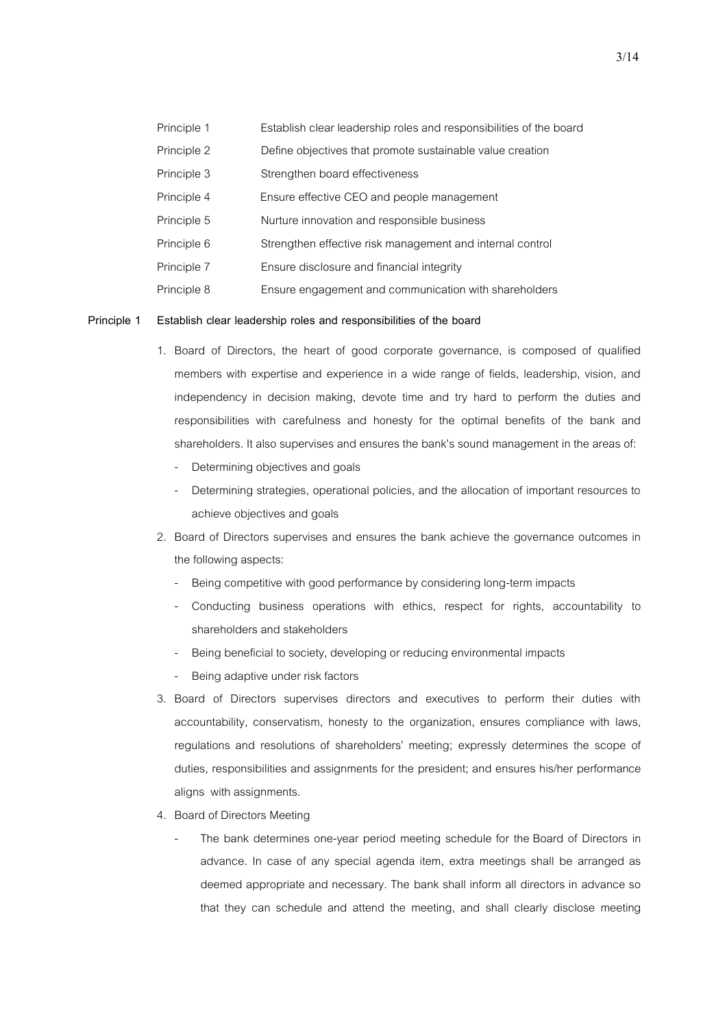| | |
|---|---|
| Principle 1 | Establish clear leadership roles and responsibilities of the board |
| Principle 2 | Define objectives that promote sustainable value creation |
| Principle 3 | Strengthen board effectiveness |
| Principle 4 | Ensure effective CEO and people management |
| Principle 5 | Nurture innovation and responsible business |
| Principle 6 | Strengthen effective risk management and internal control |
| Principle 7 | Ensure disclosure and financial integrity |
| Principle 8 | Ensure engagement and communication with shareholders |

**Principle 1 Establish clear leadership roles and responsibilities of the board**

1. Board of Directors, the heart of good corporate governance, is composed of qualified members with expertise and experience in a wide range of fields, leadership, vision, and independency in decision making, devote time and try hard to perform the duties and responsibilities with carefulness and honesty for the optimal benefits of the bank and shareholders. It also supervises and ensures the bank's sound management in the areas of:
   - Determining objectives and goals
   - Determining strategies, operational policies, and the allocation of important resources to achieve objectives and goals
2. Board of Directors supervises and ensures the bank achieve the governance outcomes in the following aspects:
   - Being competitive with good performance by considering long-term impacts
   - Conducting business operations with ethics, respect for rights, accountability to shareholders and stakeholders
   - Being beneficial to society, developing or reducing environmental impacts
   - Being adaptive under risk factors
3. Board of Directors supervises directors and executives to perform their duties with accountability, conservatism, honesty to the organization, ensures compliance with laws, regulations and resolutions of shareholders' meeting; expressly determines the scope of duties, responsibilities and assignments for the president; and ensures his/her performance aligns with assignments.
4. Board of Directors Meeting
   - The bank determines one-year period meeting schedule for the Board of Directors in advance. In case of any special agenda item, extra meetings shall be arranged as deemed appropriate and necessary. The bank shall inform all directors in advance so that they can schedule and attend the meeting, and shall clearly disclose meeting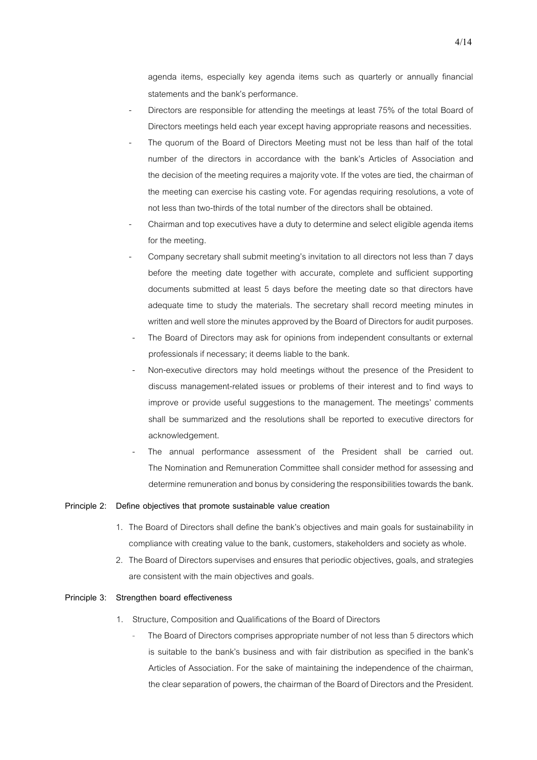agenda items, especially key agenda items such as quarterly or annually financial statements and the bank's performance.

- Directors are responsible for attending the meetings at least 75% of the total Board of Directors meetings held each year except having appropriate reasons and necessities.
- The quorum of the Board of Directors Meeting must not be less than half of the total number of the directors in accordance with the bank's Articles of Association and the decision of the meeting requires a majority vote. If the votes are tied, the chairman of the meeting can exercise his casting vote. For agendas requiring resolutions, a vote of not less than two-thirds of the total number of the directors shall be obtained.
- Chairman and top executives have a duty to determine and select eligible agenda items for the meeting.
- Company secretary shall submit meeting's invitation to all directors not less than 7 days before the meeting date together with accurate, complete and sufficient supporting documents submitted at least 5 days before the meeting date so that directors have adequate time to study the materials. The secretary shall record meeting minutes in written and well store the minutes approved by the Board of Directors for audit purposes.
- The Board of Directors may ask for opinions from independent consultants or external professionals if necessary; it deems liable to the bank.
- Non-executive directors may hold meetings without the presence of the President to discuss management-related issues or problems of their interest and to find ways to improve or provide useful suggestions to the management. The meetings' comments shall be summarized and the resolutions shall be reported to executive directors for acknowledgement.
- The annual performance assessment of the President shall be carried out. The Nomination and Remuneration Committee shall consider method for assessing and determine remuneration and bonus by considering the responsibilities towards the bank.

**Principle 2: Define objectives that promote sustainable value creation**

1. The Board of Directors shall define the bank's objectives and main goals for sustainability in compliance with creating value to the bank, customers, stakeholders and society as whole.
2. The Board of Directors supervises and ensures that periodic objectives, goals, and strategies are consistent with the main objectives and goals.

**Principle 3: Strengthen board effectiveness**

1. Structure, Composition and Qualifications of the Board of Directors
   - The Board of Directors comprises appropriate number of not less than 5 directors which is suitable to the bank's business and with fair distribution as specified in the bank's Articles of Association. For the sake of maintaining the independence of the chairman, the clear separation of powers, the chairman of the Board of Directors and the President.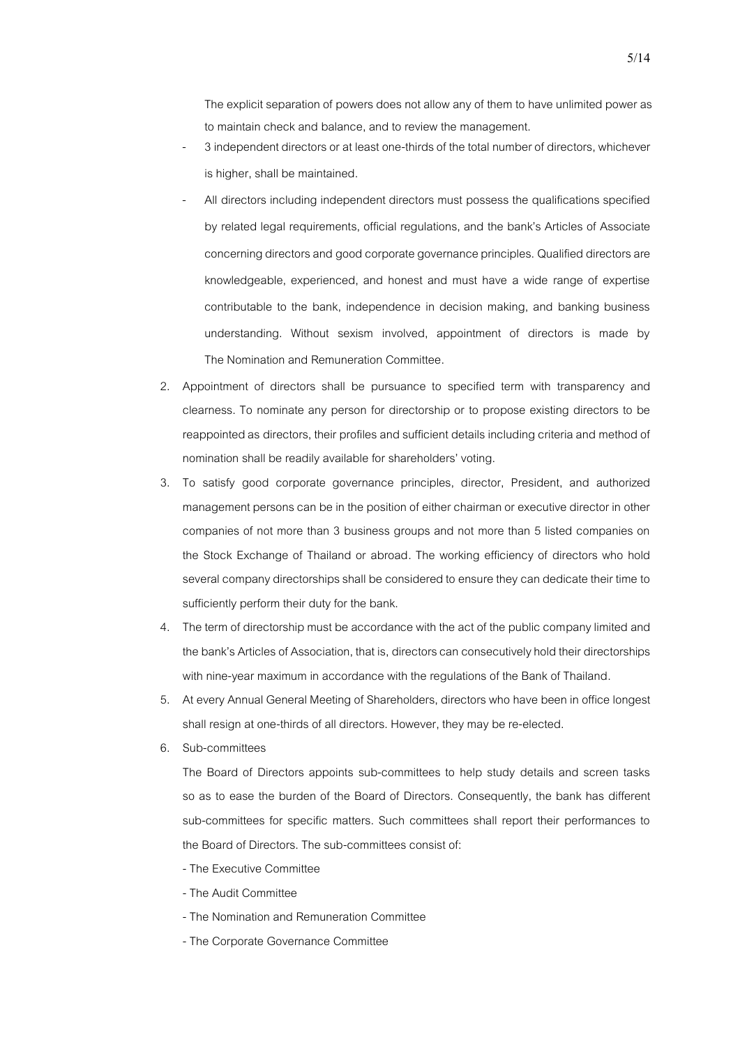The explicit separation of powers does not allow any of them to have unlimited power as to maintain check and balance, and to review the management.

- 3 independent directors or at least one-thirds of the total number of directors, whichever is higher, shall be maintained.
- All directors including independent directors must possess the qualifications specified by related legal requirements, official regulations, and the bank's Articles of Associate concerning directors and good corporate governance principles. Qualified directors are knowledgeable, experienced, and honest and must have a wide range of expertise contributable to the bank, independence in decision making, and banking business understanding. Without sexism involved, appointment of directors is made by The Nomination and Remuneration Committee.

2. Appointment of directors shall be pursuance to specified term with transparency and clearness. To nominate any person for directorship or to propose existing directors to be reappointed as directors, their profiles and sufficient details including criteria and method of nomination shall be readily available for shareholders' voting.
3. To satisfy good corporate governance principles, director, President, and authorized management persons can be in the position of either chairman or executive director in other companies of not more than 3 business groups and not more than 5 listed companies on the Stock Exchange of Thailand or abroad. The working efficiency of directors who hold several company directorships shall be considered to ensure they can dedicate their time to sufficiently perform their duty for the bank.
4. The term of directorship must be accordance with the act of the public company limited and the bank's Articles of Association, that is, directors can consecutively hold their directorships with nine-year maximum in accordance with the regulations of the Bank of Thailand.
5. At every Annual General Meeting of Shareholders, directors who have been in office longest shall resign at one-thirds of all directors. However, they may be re-elected.
6. Sub-committees

   The Board of Directors appoints sub-committees to help study details and screen tasks so as to ease the burden of the Board of Directors. Consequently, the bank has different sub-committees for specific matters. Such committees shall report their performances to the Board of Directors. The sub-committees consist of:

   - The Executive Committee
   - The Audit Committee
   - The Nomination and Remuneration Committee
   - The Corporate Governance Committee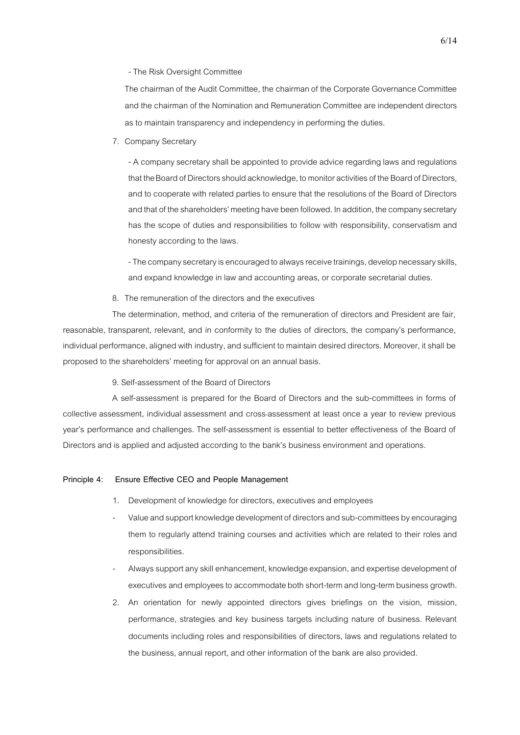- The Risk Oversight Committee

The chairman of the Audit Committee, the chairman of the Corporate Governance Committee and the chairman of the Nomination and Remuneration Committee are independent directors as to maintain transparency and independency in performing the duties.

7. Company Secretary

- A company secretary shall be appointed to provide advice regarding laws and regulations that the Board of Directors should acknowledge, to monitor activities of the Board of Directors, and to cooperate with related parties to ensure that the resolutions of the Board of Directors and that of the shareholders' meeting have been followed. In addition, the company secretary has the scope of duties and responsibilities to follow with responsibility, conservatism and honesty according to the laws.

- The company secretary is encouraged to always receive trainings, develop necessary skills, and expand knowledge in law and accounting areas, or corporate secretarial duties.

8. The remuneration of the directors and the executives

The determination, method, and criteria of the remuneration of directors and President are fair, reasonable, transparent, relevant, and in conformity to the duties of directors, the company's performance, individual performance, aligned with industry, and sufficient to maintain desired directors. Moreover, it shall be proposed to the shareholders' meeting for approval on an annual basis.

9. Self-assessment of the Board of Directors

A self-assessment is prepared for the Board of Directors and the sub-committees in forms of collective assessment, individual assessment and cross-assessment at least once a year to review previous year's performance and challenges. The self-assessment is essential to better effectiveness of the Board of Directors and is applied and adjusted according to the bank's business environment and operations.

**Principle 4: Ensure Effective CEO and People Management**

1. Development of knowledge for directors, executives and employees

- Value and support knowledge development of directors and sub-committees by encouraging them to regularly attend training courses and activities which are related to their roles and responsibilities.
- Always support any skill enhancement, knowledge expansion, and expertise development of executives and employees to accommodate both short-term and long-term business growth.

2. An orientation for newly appointed directors gives briefings on the vision, mission, performance, strategies and key business targets including nature of business. Relevant documents including roles and responsibilities of directors, laws and regulations related to the business, annual report, and other information of the bank are also provided.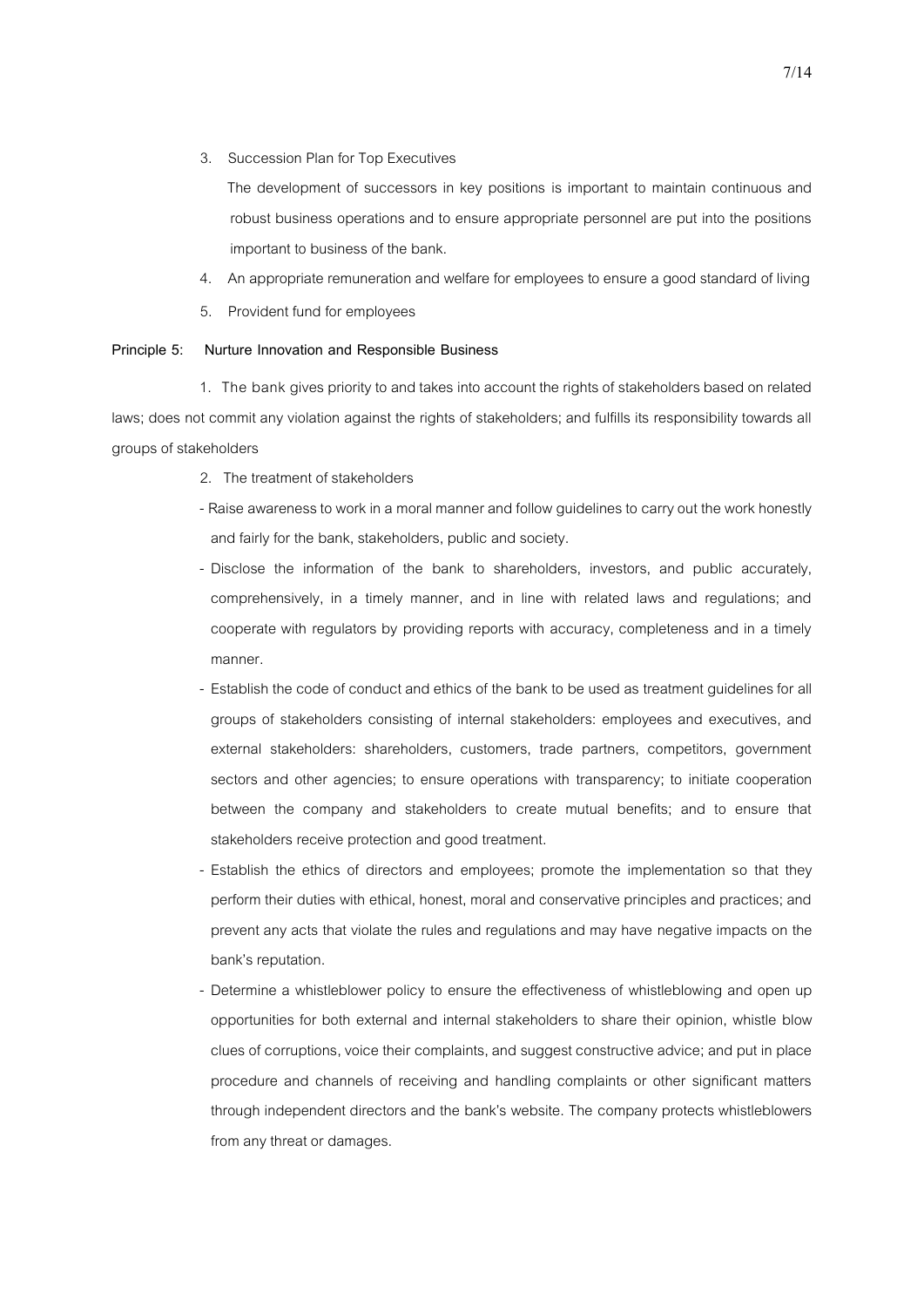3. Succession Plan for Top Executives

   The development of successors in key positions is important to maintain continuous and robust business operations and to ensure appropriate personnel are put into the positions important to business of the bank.

4. An appropriate remuneration and welfare for employees to ensure a good standard of living
5. Provident fund for employees

**Principle 5: Nurture Innovation and Responsible Business**

1. The bank gives priority to and takes into account the rights of stakeholders based on related laws; does not commit any violation against the rights of stakeholders; and fulfills its responsibility towards all groups of stakeholders

2. The treatment of stakeholders

- Raise awareness to work in a moral manner and follow guidelines to carry out the work honestly and fairly for the bank, stakeholders, public and society.
- Disclose the information of the bank to shareholders, investors, and public accurately, comprehensively, in a timely manner, and in line with related laws and regulations; and cooperate with regulators by providing reports with accuracy, completeness and in a timely manner.
- Establish the code of conduct and ethics of the bank to be used as treatment guidelines for all groups of stakeholders consisting of internal stakeholders: employees and executives, and external stakeholders: shareholders, customers, trade partners, competitors, government sectors and other agencies; to ensure operations with transparency; to initiate cooperation between the company and stakeholders to create mutual benefits; and to ensure that stakeholders receive protection and good treatment.
- Establish the ethics of directors and employees; promote the implementation so that they perform their duties with ethical, honest, moral and conservative principles and practices; and prevent any acts that violate the rules and regulations and may have negative impacts on the bank's reputation.
- Determine a whistleblower policy to ensure the effectiveness of whistleblowing and open up opportunities for both external and internal stakeholders to share their opinion, whistle blow clues of corruptions, voice their complaints, and suggest constructive advice; and put in place procedure and channels of receiving and handling complaints or other significant matters through independent directors and the bank's website. The company protects whistleblowers from any threat or damages.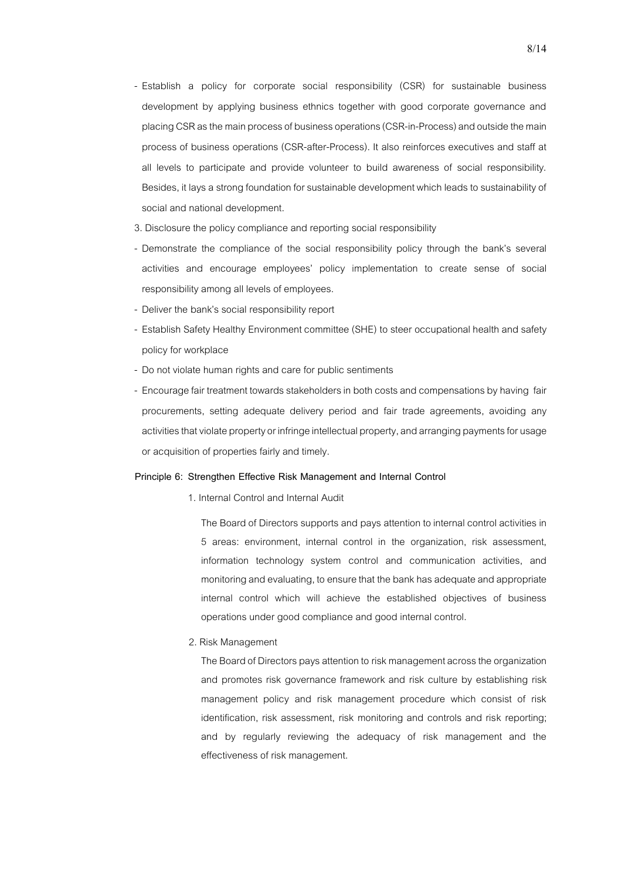- Establish a policy for corporate social responsibility (CSR) for sustainable business development by applying business ethnics together with good corporate governance and placing CSR as the main process of business operations (CSR-in-Process) and outside the main process of business operations (CSR-after-Process). It also reinforces executives and staff at all levels to participate and provide volunteer to build awareness of social responsibility. Besides, it lays a strong foundation for sustainable development which leads to sustainability of social and national development.

3. Disclosure the policy compliance and reporting social responsibility

- Demonstrate the compliance of the social responsibility policy through the bank's several activities and encourage employees' policy implementation to create sense of social responsibility among all levels of employees.
- Deliver the bank's social responsibility report
- Establish Safety Healthy Environment committee (SHE) to steer occupational health and safety policy for workplace
- Do not violate human rights and care for public sentiments
- Encourage fair treatment towards stakeholders in both costs and compensations by having fair procurements, setting adequate delivery period and fair trade agreements, avoiding any activities that violate property or infringe intellectual property, and arranging payments for usage or acquisition of properties fairly and timely.

**Principle 6: Strengthen Effective Risk Management and Internal Control**

1. Internal Control and Internal Audit

The Board of Directors supports and pays attention to internal control activities in 5 areas: environment, internal control in the organization, risk assessment, information technology system control and communication activities, and monitoring and evaluating, to ensure that the bank has adequate and appropriate internal control which will achieve the established objectives of business operations under good compliance and good internal control.

2. Risk Management

The Board of Directors pays attention to risk management across the organization and promotes risk governance framework and risk culture by establishing risk management policy and risk management procedure which consist of risk identification, risk assessment, risk monitoring and controls and risk reporting; and by regularly reviewing the adequacy of risk management and the effectiveness of risk management.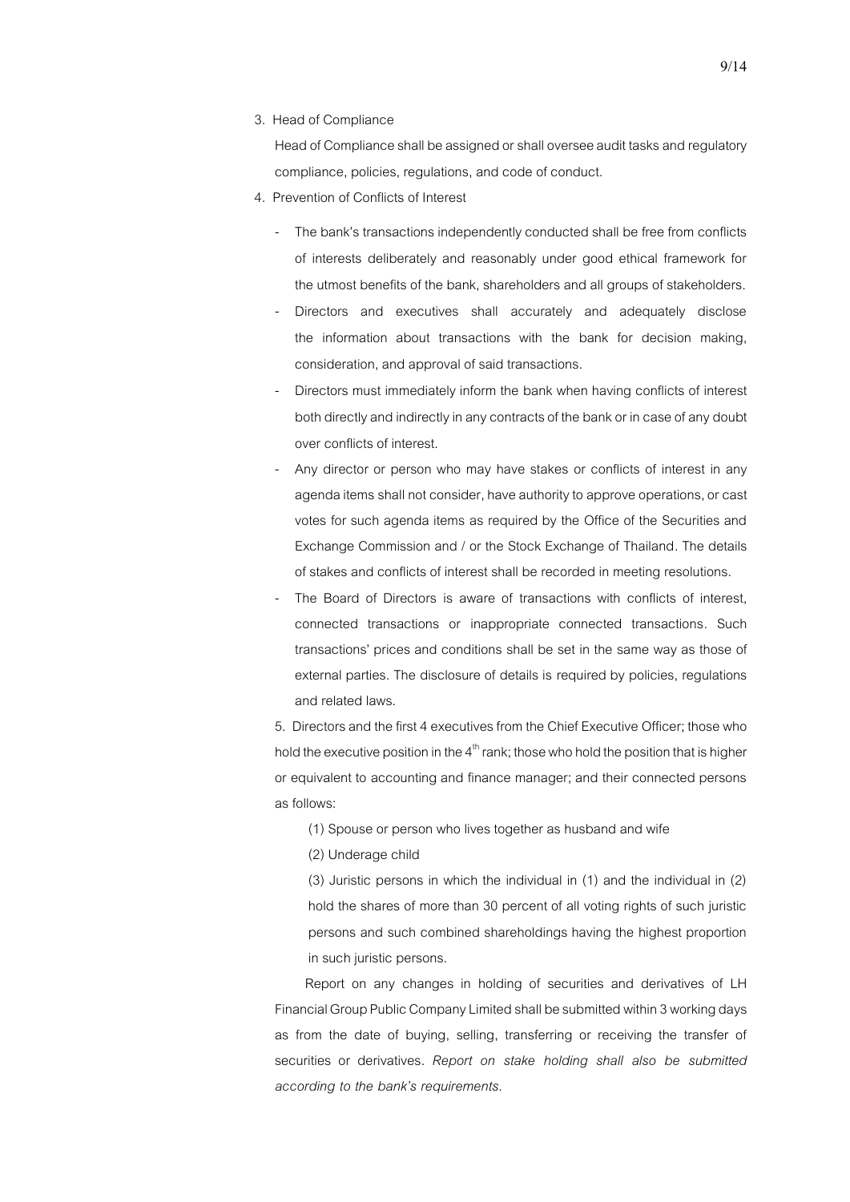3. Head of Compliance

   Head of Compliance shall be assigned or shall oversee audit tasks and regulatory compliance, policies, regulations, and code of conduct.

4. Prevention of Conflicts of Interest

   - The bank's transactions independently conducted shall be free from conflicts of interests deliberately and reasonably under good ethical framework for the utmost benefits of the bank, shareholders and all groups of stakeholders.
   - Directors and executives shall accurately and adequately disclose the information about transactions with the bank for decision making, consideration, and approval of said transactions.
   - Directors must immediately inform the bank when having conflicts of interest both directly and indirectly in any contracts of the bank or in case of any doubt over conflicts of interest.
   - Any director or person who may have stakes or conflicts of interest in any agenda items shall not consider, have authority to approve operations, or cast votes for such agenda items as required by the Office of the Securities and Exchange Commission and / or the Stock Exchange of Thailand. The details of stakes and conflicts of interest shall be recorded in meeting resolutions.
   - The Board of Directors is aware of transactions with conflicts of interest, connected transactions or inappropriate connected transactions. Such transactions' prices and conditions shall be set in the same way as those of external parties. The disclosure of details is required by policies, regulations and related laws.

5. Directors and the first 4 executives from the Chief Executive Officer; those who hold the executive position in the 4th rank; those who hold the position that is higher or equivalent to accounting and finance manager; and their connected persons as follows:

   (1) Spouse or person who lives together as husband and wife

   (2) Underage child

   (3) Juristic persons in which the individual in (1) and the individual in (2) hold the shares of more than 30 percent of all voting rights of such juristic persons and such combined shareholdings having the highest proportion in such juristic persons.

   Report on any changes in holding of securities and derivatives of LH Financial Group Public Company Limited shall be submitted within 3 working days as from the date of buying, selling, transferring or receiving the transfer of securities or derivatives. *Report on stake holding shall also be submitted according to the bank's requirements.*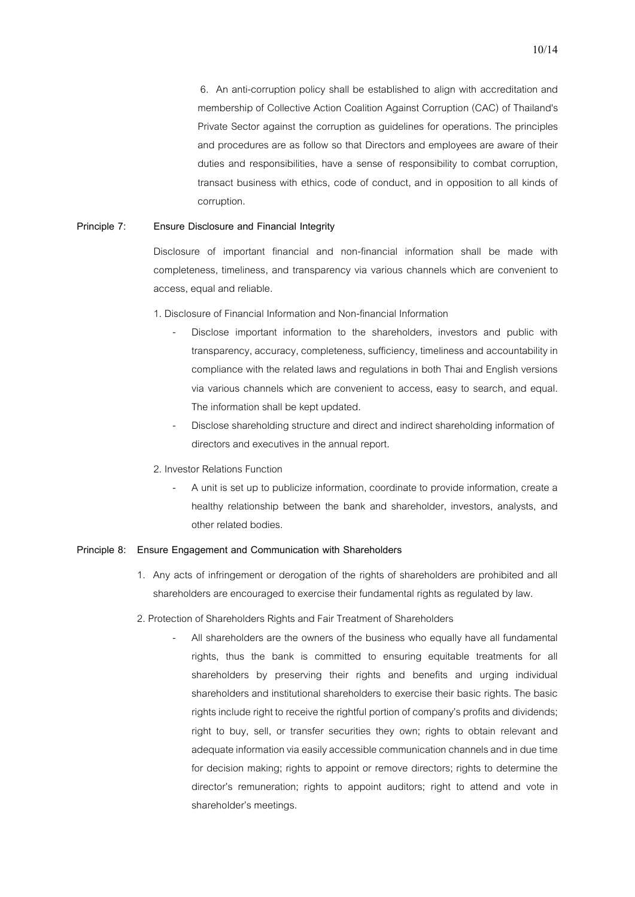6. An anti-corruption policy shall be established to align with accreditation and membership of Collective Action Coalition Against Corruption (CAC) of Thailand's Private Sector against the corruption as guidelines for operations. The principles and procedures are as follow so that Directors and employees are aware of their duties and responsibilities, have a sense of responsibility to combat corruption, transact business with ethics, code of conduct, and in opposition to all kinds of corruption.

**Principle 7: Ensure Disclosure and Financial Integrity**

Disclosure of important financial and non-financial information shall be made with completeness, timeliness, and transparency via various channels which are convenient to access, equal and reliable.

1. Disclosure of Financial Information and Non-financial Information
   - Disclose important information to the shareholders, investors and public with transparency, accuracy, completeness, sufficiency, timeliness and accountability in compliance with the related laws and regulations in both Thai and English versions via various channels which are convenient to access, easy to search, and equal. The information shall be kept updated.
   - Disclose shareholding structure and direct and indirect shareholding information of directors and executives in the annual report.
2. Investor Relations Function
   - A unit is set up to publicize information, coordinate to provide information, create a healthy relationship between the bank and shareholder, investors, analysts, and other related bodies.

**Principle 8: Ensure Engagement and Communication with Shareholders**

1. Any acts of infringement or derogation of the rights of shareholders are prohibited and all shareholders are encouraged to exercise their fundamental rights as regulated by law.
2. Protection of Shareholders Rights and Fair Treatment of Shareholders
   - All shareholders are the owners of the business who equally have all fundamental rights, thus the bank is committed to ensuring equitable treatments for all shareholders by preserving their rights and benefits and urging individual shareholders and institutional shareholders to exercise their basic rights. The basic rights include right to receive the rightful portion of company's profits and dividends; right to buy, sell, or transfer securities they own; rights to obtain relevant and adequate information via easily accessible communication channels and in due time for decision making; rights to appoint or remove directors; rights to determine the director's remuneration; rights to appoint auditors; right to attend and vote in shareholder's meetings.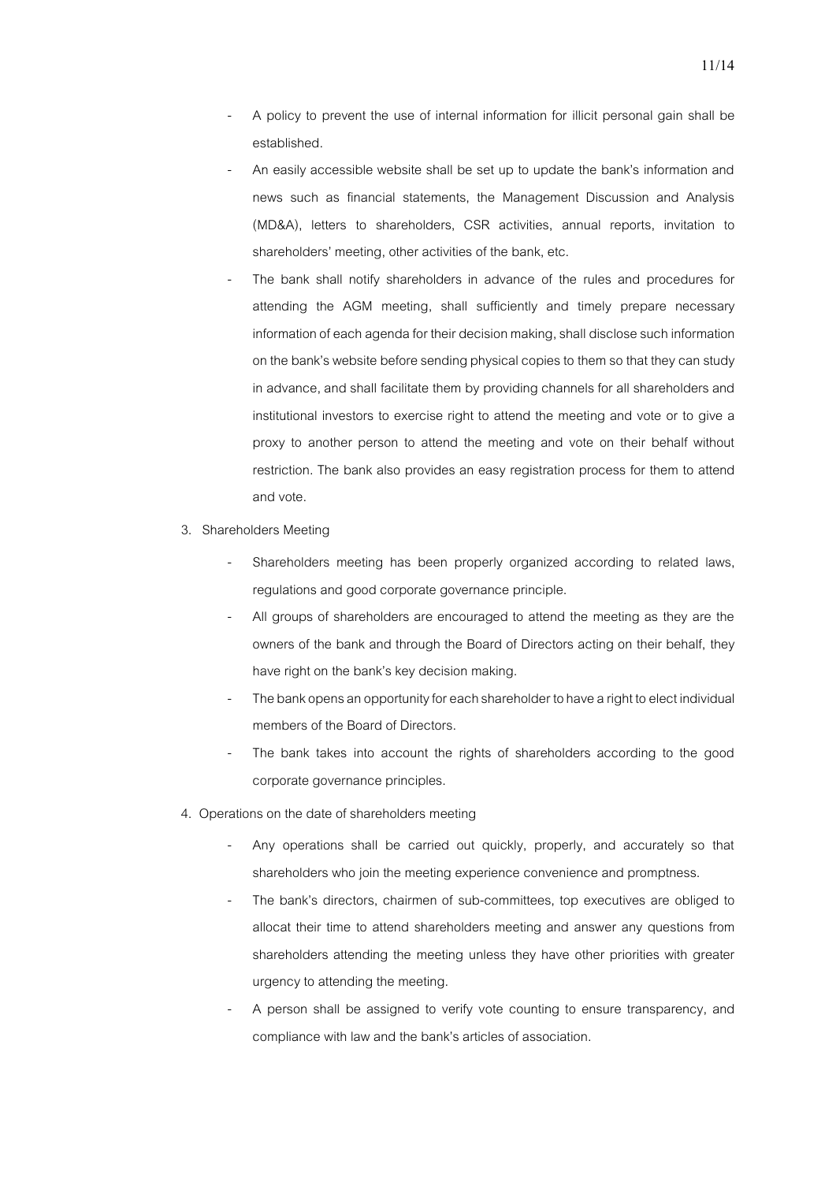- A policy to prevent the use of internal information for illicit personal gain shall be established.
- An easily accessible website shall be set up to update the bank's information and news such as financial statements, the Management Discussion and Analysis (MD&A), letters to shareholders, CSR activities, annual reports, invitation to shareholders' meeting, other activities of the bank, etc.
- The bank shall notify shareholders in advance of the rules and procedures for attending the AGM meeting, shall sufficiently and timely prepare necessary information of each agenda for their decision making, shall disclose such information on the bank's website before sending physical copies to them so that they can study in advance, and shall facilitate them by providing channels for all shareholders and institutional investors to exercise right to attend the meeting and vote or to give a proxy to another person to attend the meeting and vote on their behalf without restriction. The bank also provides an easy registration process for them to attend and vote.

3. Shareholders Meeting

   - Shareholders meeting has been properly organized according to related laws, regulations and good corporate governance principle.
   - All groups of shareholders are encouraged to attend the meeting as they are the owners of the bank and through the Board of Directors acting on their behalf, they have right on the bank's key decision making.
   - The bank opens an opportunity for each shareholder to have a right to elect individual members of the Board of Directors.
   - The bank takes into account the rights of shareholders according to the good corporate governance principles.

4. Operations on the date of shareholders meeting

   - Any operations shall be carried out quickly, properly, and accurately so that shareholders who join the meeting experience convenience and promptness.
   - The bank's directors, chairmen of sub-committees, top executives are obliged to allocat their time to attend shareholders meeting and answer any questions from shareholders attending the meeting unless they have other priorities with greater urgency to attending the meeting.
   - A person shall be assigned to verify vote counting to ensure transparency, and compliance with law and the bank's articles of association.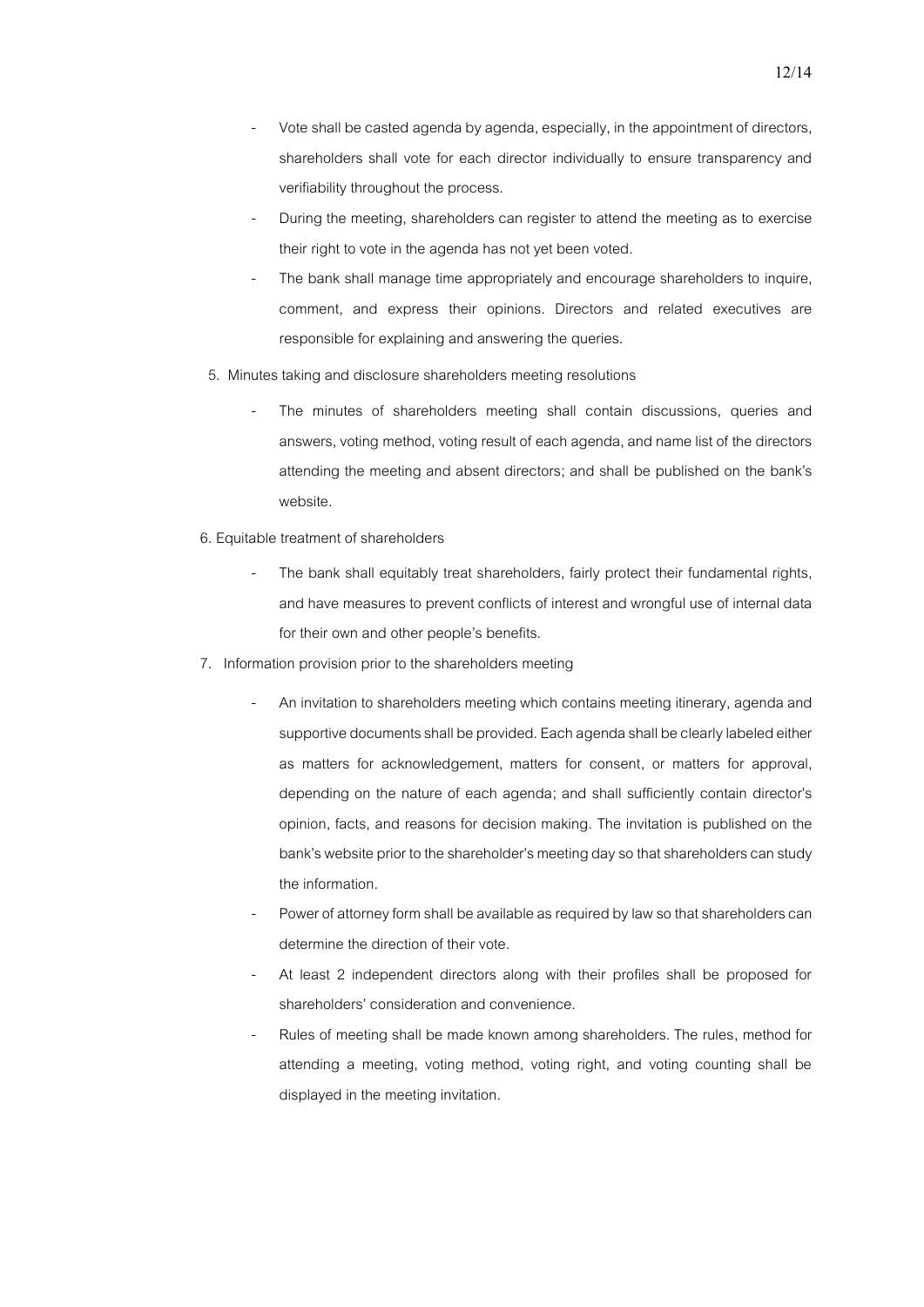- Vote shall be casted agenda by agenda, especially, in the appointment of directors, shareholders shall vote for each director individually to ensure transparency and verifiability throughout the process.
- During the meeting, shareholders can register to attend the meeting as to exercise their right to vote in the agenda has not yet been voted.
- The bank shall manage time appropriately and encourage shareholders to inquire, comment, and express their opinions. Directors and related executives are responsible for explaining and answering the queries.

5. Minutes taking and disclosure shareholders meeting resolutions
   - The minutes of shareholders meeting shall contain discussions, queries and answers, voting method, voting result of each agenda, and name list of the directors attending the meeting and absent directors; and shall be published on the bank's website.

6. Equitable treatment of shareholders
   - The bank shall equitably treat shareholders, fairly protect their fundamental rights, and have measures to prevent conflicts of interest and wrongful use of internal data for their own and other people's benefits.

7. Information provision prior to the shareholders meeting
   - An invitation to shareholders meeting which contains meeting itinerary, agenda and supportive documents shall be provided. Each agenda shall be clearly labeled either as matters for acknowledgement, matters for consent, or matters for approval, depending on the nature of each agenda; and shall sufficiently contain director's opinion, facts, and reasons for decision making. The invitation is published on the bank's website prior to the shareholder's meeting day so that shareholders can study the information.
   - Power of attorney form shall be available as required by law so that shareholders can determine the direction of their vote.
   - At least 2 independent directors along with their profiles shall be proposed for shareholders' consideration and convenience.
   - Rules of meeting shall be made known among shareholders. The rules, method for attending a meeting, voting method, voting right, and voting counting shall be displayed in the meeting invitation.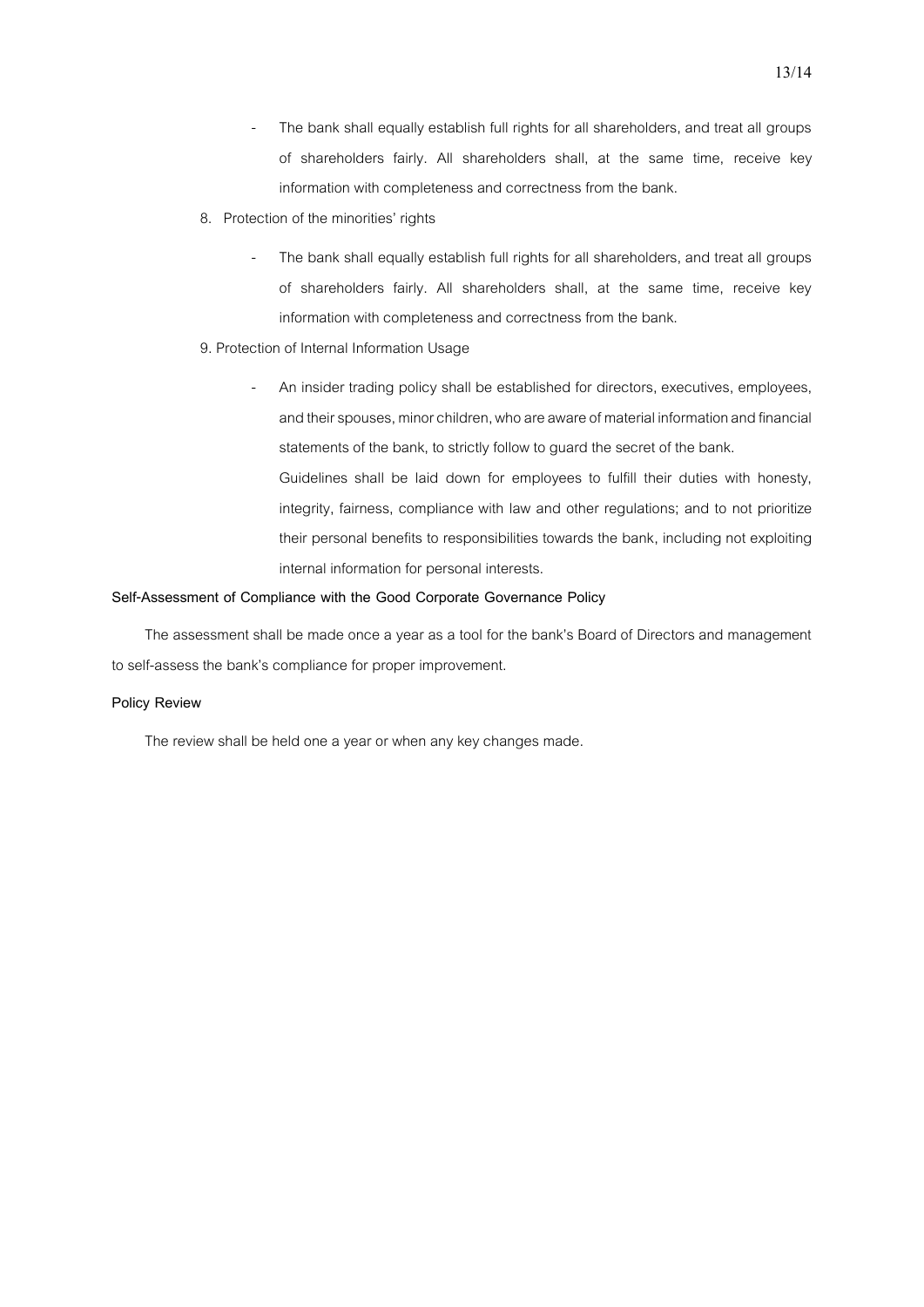- The bank shall equally establish full rights for all shareholders, and treat all groups of shareholders fairly. All shareholders shall, at the same time, receive key information with completeness and correctness from the bank.

8. Protection of the minorities' rights

   - The bank shall equally establish full rights for all shareholders, and treat all groups of shareholders fairly. All shareholders shall, at the same time, receive key information with completeness and correctness from the bank.

9. Protection of Internal Information Usage

   - An insider trading policy shall be established for directors, executives, employees, and their spouses, minor children, who are aware of material information and financial statements of the bank, to strictly follow to guard the secret of the bank.

     Guidelines shall be laid down for employees to fulfill their duties with honesty, integrity, fairness, compliance with law and other regulations; and to not prioritize their personal benefits to responsibilities towards the bank, including not exploiting internal information for personal interests.

**Self-Assessment of Compliance with the Good Corporate Governance Policy**

The assessment shall be made once a year as a tool for the bank's Board of Directors and management to self-assess the bank's compliance for proper improvement.

**Policy Review**

The review shall be held one a year or when any key changes made.